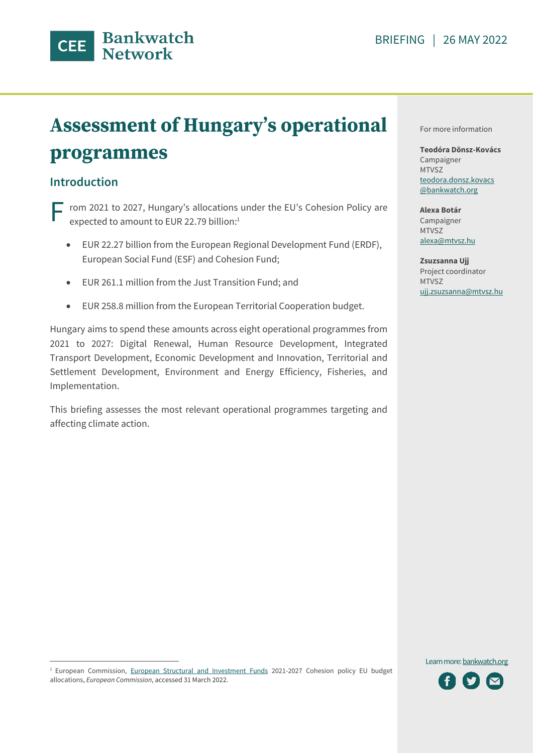BRIEFING | 26 MAY 2022

# Assessment of Hungary's operational programmes

## Introduction

From 2021 to 2027, Hungary's allocations under the EU's Cohesion Policy are expected to amount to EUR 22.79 billion:[1]

- EUR 22.27 billion from the European Regional Development Fund (ERDF), European Social Fund (ESF) and Cohesion Fund;
- EUR 261.1 million from the Just Transition Fund; and
- EUR 258.8 million from the European Territorial Cooperation budget.

Hungary aims to spend these amounts across eight operational programmes from 2021 to 2027: Digital Renewal, Human Resource Development, Integrated Transport Development, Economic Development and Innovation, Territorial and Settlement Development, Environment and Energy Efficiency, Fisheries, and Implementation.

This briefing assesses the most relevant operational programmes targeting and affecting climate action.

For more information

**Teodóra Dönsz-Kovács**
Campaigner
MTVSZ
teodora.donsz.kovacs@bankwatch.org

**Alexa Botár**
Campaigner
MTVSZ
alexa@mtvsz.hu

**Zsuzsanna Ujj**
Project coordinator
MTVSZ
ujj.zsuzsanna@mtvsz.hu

Learn more: bankwatch.org

[1] European Commission, European Structural and Investment Funds 2021-2027 Cohesion policy EU budget allocations, *European Commission*, accessed 31 March 2022.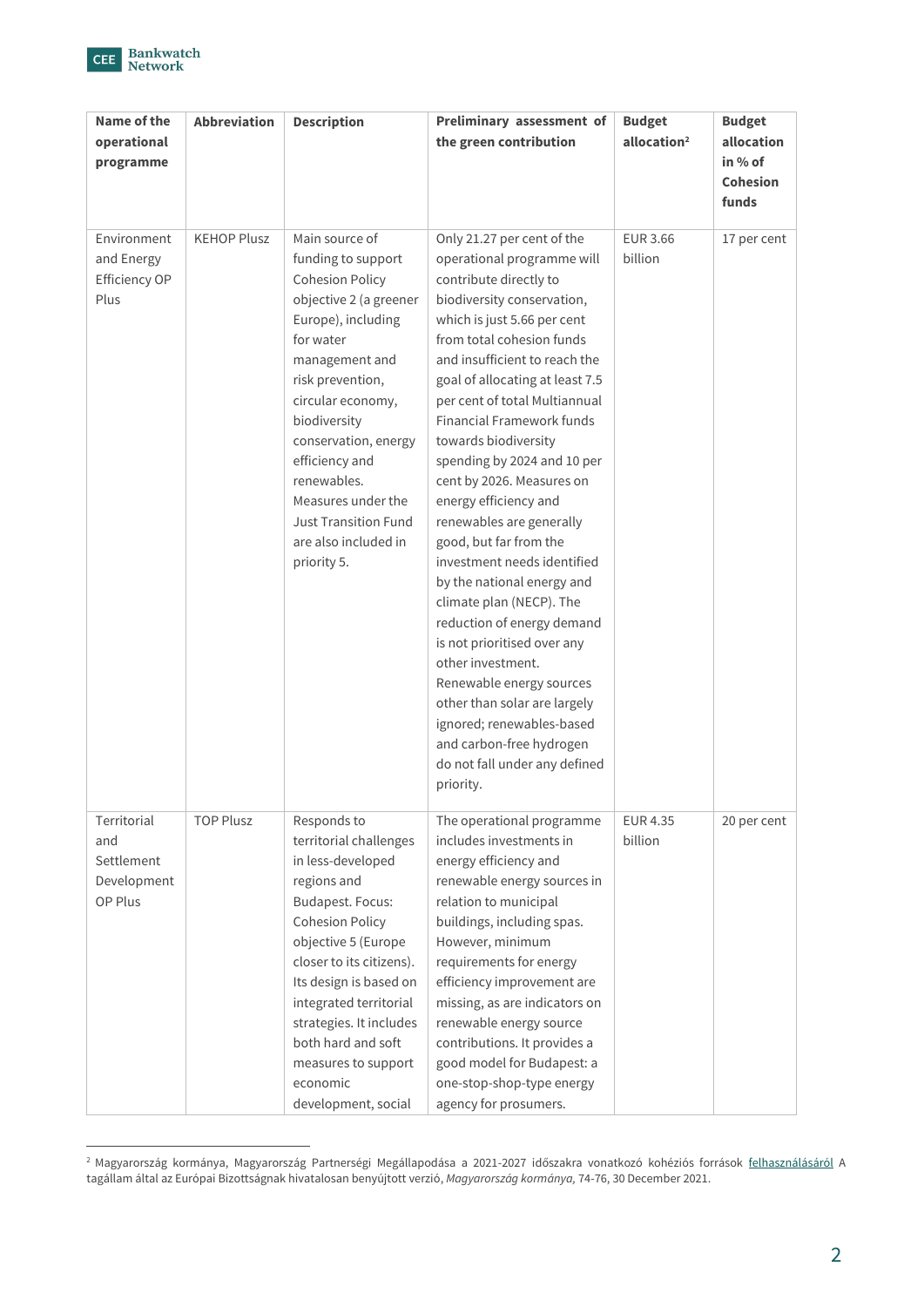| Name of the operational programme | Abbreviation | Description | Preliminary assessment of the green contribution | Budget allocation[2] | Budget allocation in % of Cohesion funds |
|---|---|---|---|---|---|
| Environment and Energy Efficiency OP Plus | KEHOP Plusz | Main source of funding to support Cohesion Policy objective 2 (a greener Europe), including for water management and risk prevention, circular economy, biodiversity conservation, energy efficiency and renewables. Measures under the Just Transition Fund are also included in priority 5. | Only 21.27 per cent of the operational programme will contribute directly to biodiversity conservation, which is just 5.66 per cent from total cohesion funds and insufficient to reach the goal of allocating at least 7.5 per cent of total Multiannual Financial Framework funds towards biodiversity spending by 2024 and 10 per cent by 2026. Measures on energy efficiency and renewables are generally good, but far from the investment needs identified by the national energy and climate plan (NECP). The reduction of energy demand is not prioritised over any other investment. Renewable energy sources other than solar are largely ignored; renewables-based and carbon-free hydrogen do not fall under any defined priority. | EUR 3.66 billion | 17 per cent |
| Territorial and Settlement Development OP Plus | TOP Plusz | Responds to territorial challenges in less-developed regions and Budapest. Focus: Cohesion Policy objective 5 (Europe closer to its citizens). Its design is based on integrated territorial strategies. It includes both hard and soft measures to support economic development, social | The operational programme includes investments in energy efficiency and renewable energy sources in relation to municipal buildings, including spas. However, minimum requirements for energy efficiency improvement are missing, as are indicators on renewable energy source contributions. It provides a good model for Budapest: a one-stop-shop-type energy agency for prosumers. | EUR 4.35 billion | 20 per cent |

[2] Magyarország kormánya, Magyarország Partnerségi Megállapodása a 2021-2027 időszakra vonatkozó kohéziós források felhasználásáról A tagállam által az Európai Bizottságnak hivatalosan benyújtott verzió, *Magyarország kormánya*, 74-76, 30 December 2021.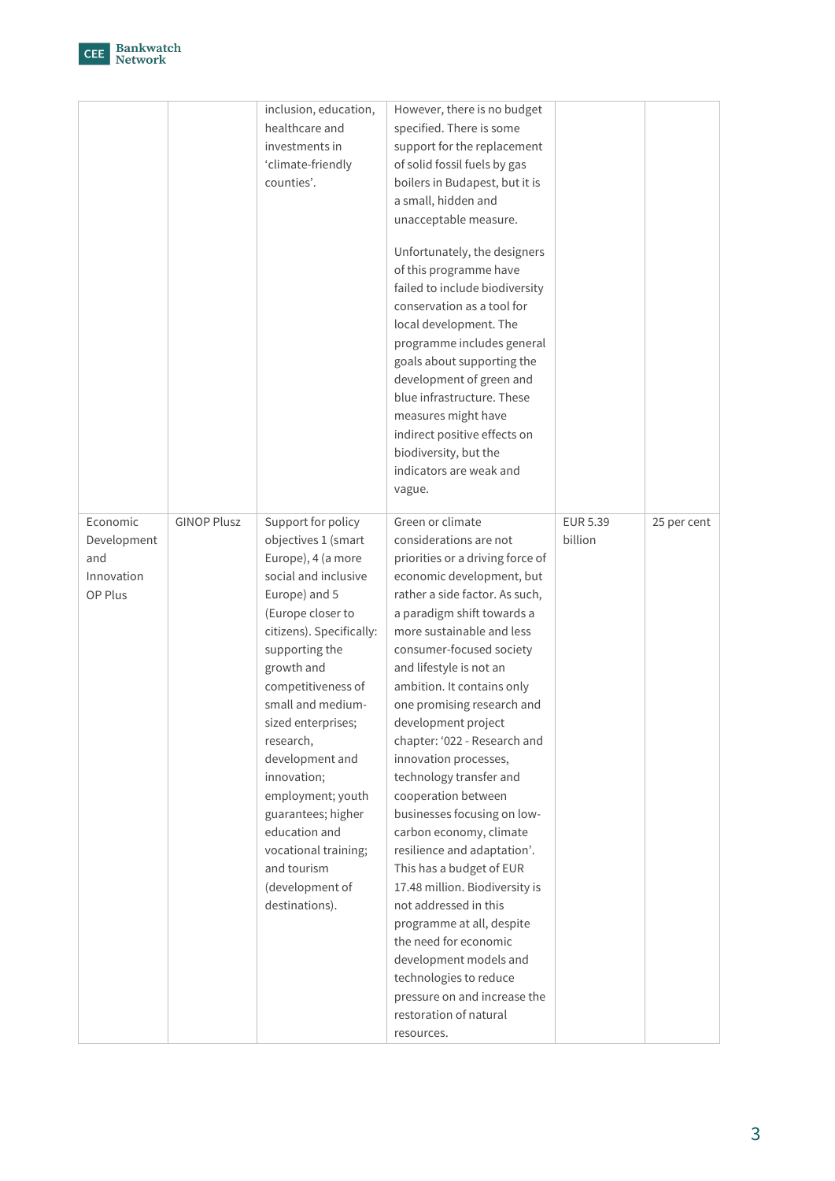| | | | | | |
|---|---|---|---|---|---|
| | | inclusion, education, healthcare and investments in 'climate-friendly counties'. | However, there is no budget specified. There is some support for the replacement of solid fossil fuels by gas boilers in Budapest, but it is a small, hidden and unacceptable measure.<br><br>Unfortunately, the designers of this programme have failed to include biodiversity conservation as a tool for local development. The programme includes general goals about supporting the development of green and blue infrastructure. These measures might have indirect positive effects on biodiversity, but the indicators are weak and vague. | | |
| Economic Development and Innovation OP Plus | GINOP Plusz | Support for policy objectives 1 (smart Europe), 4 (a more social and inclusive Europe) and 5 (Europe closer to citizens). Specifically: supporting the growth and competitiveness of small and medium-sized enterprises; research, development and innovation; employment; youth guarantees; higher education and vocational training; and tourism (development of destinations). | Green or climate considerations are not priorities or a driving force of economic development, but rather a side factor. As such, a paradigm shift towards a more sustainable and less consumer-focused society and lifestyle is not an ambition. It contains only one promising research and development project chapter: '022 - Research and innovation processes, technology transfer and cooperation between businesses focusing on low-carbon economy, climate resilience and adaptation'. This has a budget of EUR 17.48 million. Biodiversity is not addressed in this programme at all, despite the need for economic development models and technologies to reduce pressure on and increase the restoration of natural resources. | EUR 5.39 billion | 25 per cent |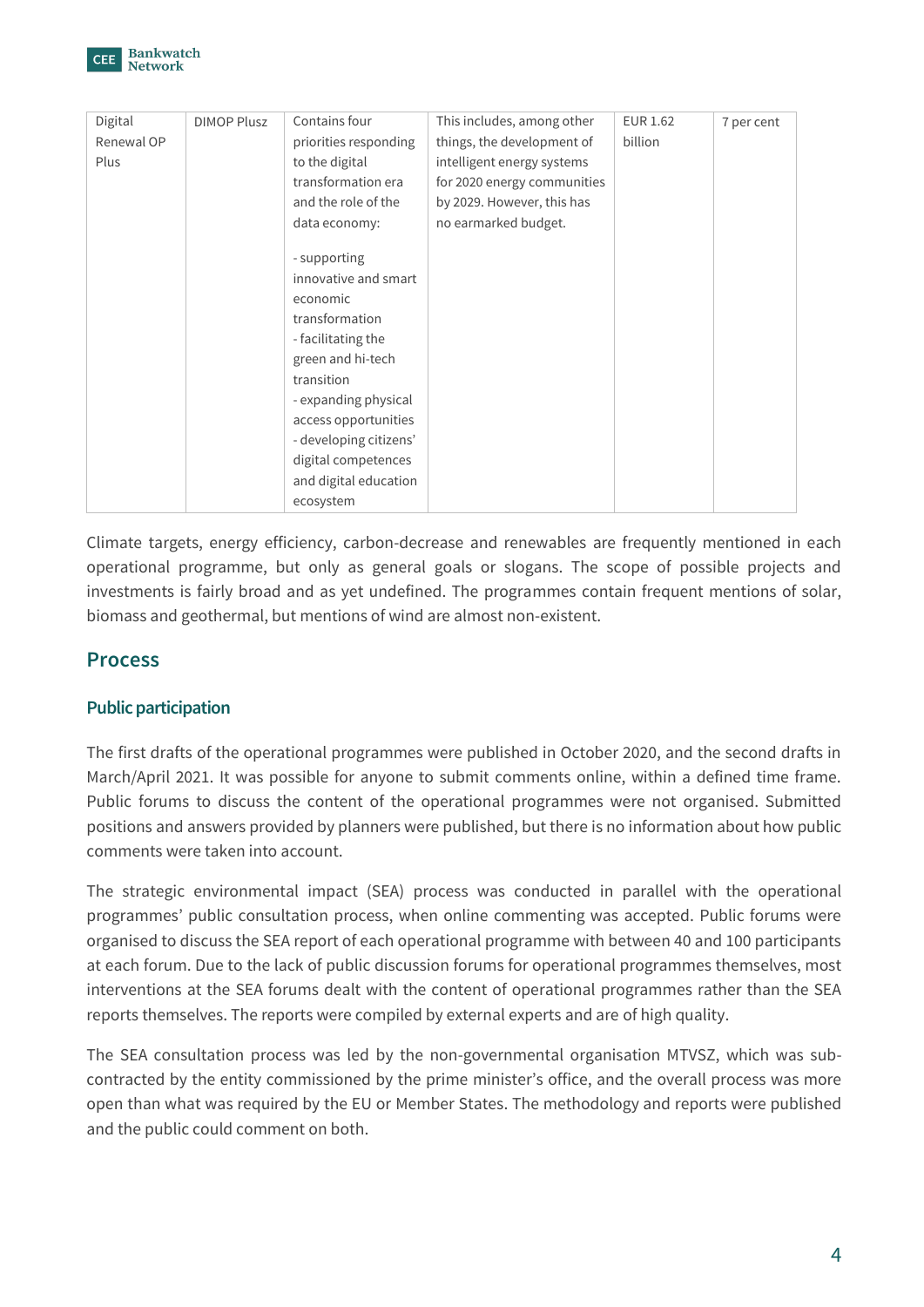| Digital Renewal OP Plus | DIMOP Plusz | Contains four priorities responding to the digital transformation era and the role of the data economy:<br><br>- supporting innovative and smart economic transformation<br>- facilitating the green and hi-tech transition<br>- expanding physical access opportunities<br>- developing citizens' digital competences and digital education ecosystem | This includes, among other things, the development of intelligent energy systems for 2020 energy communities by 2029. However, this has no earmarked budget. | EUR 1.62 billion | 7 per cent |
|---|---|---|---|---|---|

Climate targets, energy efficiency, carbon-decrease and renewables are frequently mentioned in each operational programme, but only as general goals or slogans. The scope of possible projects and investments is fairly broad and as yet undefined. The programmes contain frequent mentions of solar, biomass and geothermal, but mentions of wind are almost non-existent.

## Process

### Public participation

The first drafts of the operational programmes were published in October 2020, and the second drafts in March/April 2021. It was possible for anyone to submit comments online, within a defined time frame. Public forums to discuss the content of the operational programmes were not organised. Submitted positions and answers provided by planners were published, but there is no information about how public comments were taken into account.

The strategic environmental impact (SEA) process was conducted in parallel with the operational programmes' public consultation process, when online commenting was accepted. Public forums were organised to discuss the SEA report of each operational programme with between 40 and 100 participants at each forum. Due to the lack of public discussion forums for operational programmes themselves, most interventions at the SEA forums dealt with the content of operational programmes rather than the SEA reports themselves. The reports were compiled by external experts and are of high quality.

The SEA consultation process was led by the non-governmental organisation MTVSZ, which was sub-contracted by the entity commissioned by the prime minister's office, and the overall process was more open than what was required by the EU or Member States. The methodology and reports were published and the public could comment on both.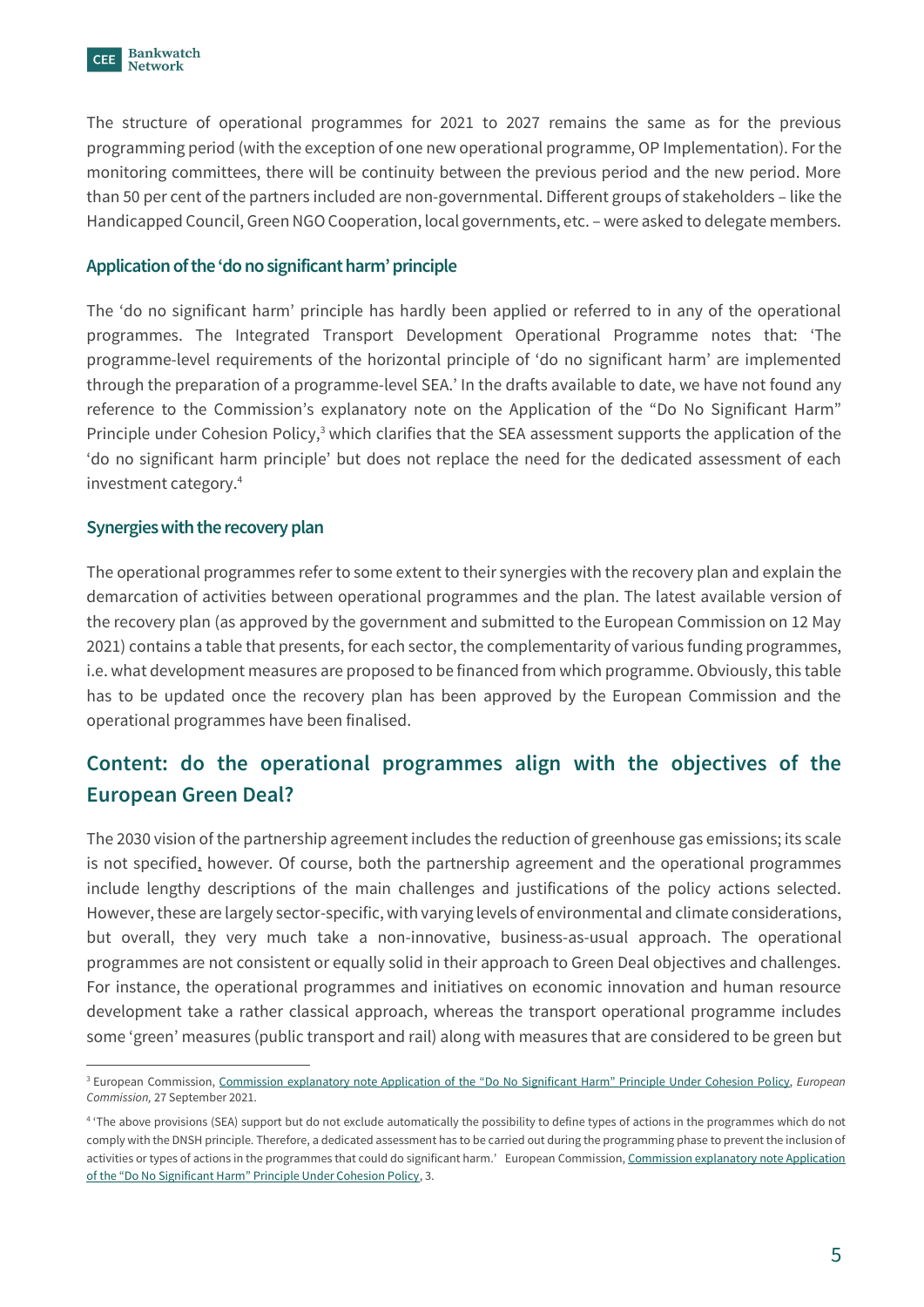The structure of operational programmes for 2021 to 2027 remains the same as for the previous programming period (with the exception of one new operational programme, OP Implementation). For the monitoring committees, there will be continuity between the previous period and the new period. More than 50 per cent of the partners included are non-governmental. Different groups of stakeholders – like the Handicapped Council, Green NGO Cooperation, local governments, etc. – were asked to delegate members.

### Application of the 'do no significant harm' principle

The 'do no significant harm' principle has hardly been applied or referred to in any of the operational programmes. The Integrated Transport Development Operational Programme notes that: 'The programme-level requirements of the horizontal principle of 'do no significant harm' are implemented through the preparation of a programme-level SEA.' In the drafts available to date, we have not found any reference to the Commission's explanatory note on the Application of the "Do No Significant Harm" Principle under Cohesion Policy,[3] which clarifies that the SEA assessment supports the application of the 'do no significant harm principle' but does not replace the need for the dedicated assessment of each investment category.[4]

### Synergies with the recovery plan

The operational programmes refer to some extent to their synergies with the recovery plan and explain the demarcation of activities between operational programmes and the plan. The latest available version of the recovery plan (as approved by the government and submitted to the European Commission on 12 May 2021) contains a table that presents, for each sector, the complementarity of various funding programmes, i.e. what development measures are proposed to be financed from which programme. Obviously, this table has to be updated once the recovery plan has been approved by the European Commission and the operational programmes have been finalised.

## Content: do the operational programmes align with the objectives of the European Green Deal?

The 2030 vision of the partnership agreement includes the reduction of greenhouse gas emissions; its scale is not specified, however. Of course, both the partnership agreement and the operational programmes include lengthy descriptions of the main challenges and justifications of the policy actions selected. However, these are largely sector-specific, with varying levels of environmental and climate considerations, but overall, they very much take a non-innovative, business-as-usual approach. The operational programmes are not consistent or equally solid in their approach to Green Deal objectives and challenges. For instance, the operational programmes and initiatives on economic innovation and human resource development take a rather classical approach, whereas the transport operational programme includes some 'green' measures (public transport and rail) along with measures that are considered to be green but

---

[3] European Commission, Commission explanatory note Application of the "Do No Significant Harm" Principle Under Cohesion Policy, *European Commission,* 27 September 2021.

[4] 'The above provisions (SEA) support but do not exclude automatically the possibility to define types of actions in the programmes which do not comply with the DNSH principle. Therefore, a dedicated assessment has to be carried out during the programming phase to prevent the inclusion of activities or types of actions in the programmes that could do significant harm.' European Commission, Commission explanatory note Application of the "Do No Significant Harm" Principle Under Cohesion Policy, 3.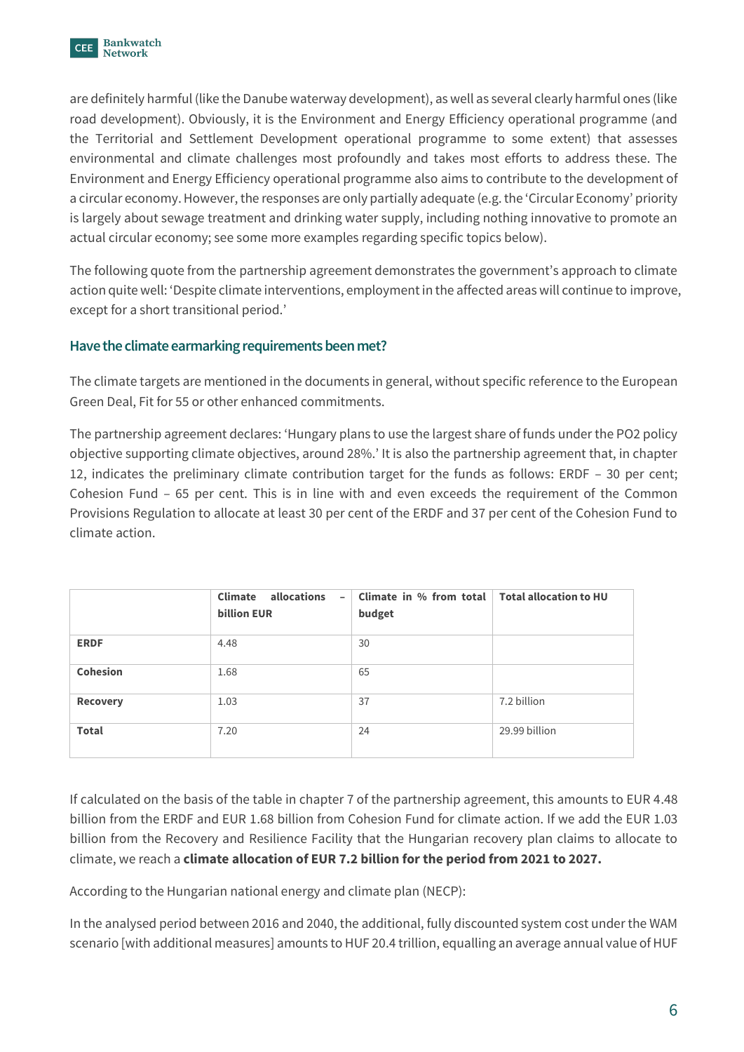are definitely harmful (like the Danube waterway development), as well as several clearly harmful ones (like road development). Obviously, it is the Environment and Energy Efficiency operational programme (and the Territorial and Settlement Development operational programme to some extent) that assesses environmental and climate challenges most profoundly and takes most efforts to address these. The Environment and Energy Efficiency operational programme also aims to contribute to the development of a circular economy. However, the responses are only partially adequate (e.g. the 'Circular Economy' priority is largely about sewage treatment and drinking water supply, including nothing innovative to promote an actual circular economy; see some more examples regarding specific topics below).

The following quote from the partnership agreement demonstrates the government's approach to climate action quite well: 'Despite climate interventions, employment in the affected areas will continue to improve, except for a short transitional period.'

### Have the climate earmarking requirements been met?

The climate targets are mentioned in the documents in general, without specific reference to the European Green Deal, Fit for 55 or other enhanced commitments.

The partnership agreement declares: 'Hungary plans to use the largest share of funds under the PO2 policy objective supporting climate objectives, around 28%.' It is also the partnership agreement that, in chapter 12, indicates the preliminary climate contribution target for the funds as follows: ERDF – 30 per cent; Cohesion Fund – 65 per cent. This is in line with and even exceeds the requirement of the Common Provisions Regulation to allocate at least 30 per cent of the ERDF and 37 per cent of the Cohesion Fund to climate action.

| | Climate allocations – billion EUR | Climate in % from total budget | Total allocation to HU |
|---|---|---|---|
| **ERDF** | 4.48 | 30 | |
| **Cohesion** | 1.68 | 65 | |
| **Recovery** | 1.03 | 37 | 7.2 billion |
| **Total** | 7.20 | 24 | 29.99 billion |

If calculated on the basis of the table in chapter 7 of the partnership agreement, this amounts to EUR 4.48 billion from the ERDF and EUR 1.68 billion from Cohesion Fund for climate action. If we add the EUR 1.03 billion from the Recovery and Resilience Facility that the Hungarian recovery plan claims to allocate to climate, we reach a **climate allocation of EUR 7.2 billion for the period from 2021 to 2027.**

According to the Hungarian national energy and climate plan (NECP):

In the analysed period between 2016 and 2040, the additional, fully discounted system cost under the WAM scenario [with additional measures] amounts to HUF 20.4 trillion, equalling an average annual value of HUF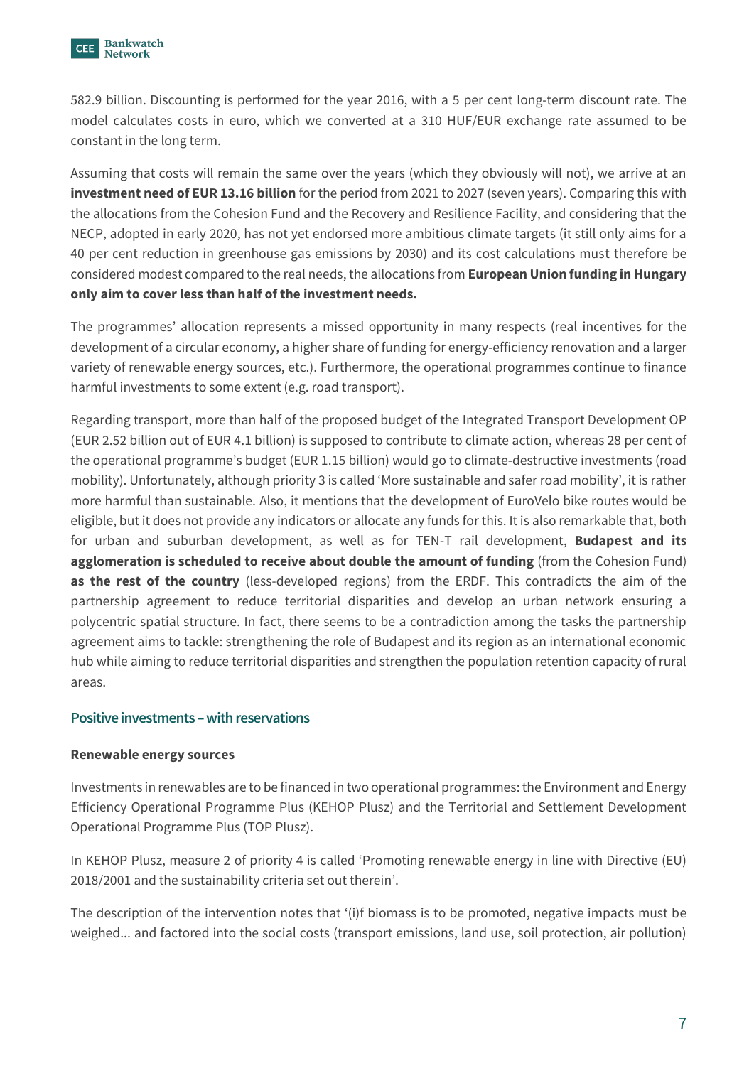582.9 billion. Discounting is performed for the year 2016, with a 5 per cent long-term discount rate. The model calculates costs in euro, which we converted at a 310 HUF/EUR exchange rate assumed to be constant in the long term.

Assuming that costs will remain the same over the years (which they obviously will not), we arrive at an **investment need of EUR 13.16 billion** for the period from 2021 to 2027 (seven years). Comparing this with the allocations from the Cohesion Fund and the Recovery and Resilience Facility, and considering that the NECP, adopted in early 2020, has not yet endorsed more ambitious climate targets (it still only aims for a 40 per cent reduction in greenhouse gas emissions by 2030) and its cost calculations must therefore be considered modest compared to the real needs, the allocations from **European Union funding in Hungary only aim to cover less than half of the investment needs.**

The programmes' allocation represents a missed opportunity in many respects (real incentives for the development of a circular economy, a higher share of funding for energy-efficiency renovation and a larger variety of renewable energy sources, etc.). Furthermore, the operational programmes continue to finance harmful investments to some extent (e.g. road transport).

Regarding transport, more than half of the proposed budget of the Integrated Transport Development OP (EUR 2.52 billion out of EUR 4.1 billion) is supposed to contribute to climate action, whereas 28 per cent of the operational programme's budget (EUR 1.15 billion) would go to climate-destructive investments (road mobility). Unfortunately, although priority 3 is called 'More sustainable and safer road mobility', it is rather more harmful than sustainable. Also, it mentions that the development of EuroVelo bike routes would be eligible, but it does not provide any indicators or allocate any funds for this. It is also remarkable that, both for urban and suburban development, as well as for TEN-T rail development, **Budapest and its agglomeration is scheduled to receive about double the amount of funding** (from the Cohesion Fund) **as the rest of the country** (less-developed regions) from the ERDF. This contradicts the aim of the partnership agreement to reduce territorial disparities and develop an urban network ensuring a polycentric spatial structure. In fact, there seems to be a contradiction among the tasks the partnership agreement aims to tackle: strengthening the role of Budapest and its region as an international economic hub while aiming to reduce territorial disparities and strengthen the population retention capacity of rural areas.

## Positive investments – with reservations

### Renewable energy sources

Investments in renewables are to be financed in two operational programmes: the Environment and Energy Efficiency Operational Programme Plus (KEHOP Plusz) and the Territorial and Settlement Development Operational Programme Plus (TOP Plusz).

In KEHOP Plusz, measure 2 of priority 4 is called 'Promoting renewable energy in line with Directive (EU) 2018/2001 and the sustainability criteria set out therein'.

The description of the intervention notes that '(i)f biomass is to be promoted, negative impacts must be weighed... and factored into the social costs (transport emissions, land use, soil protection, air pollution)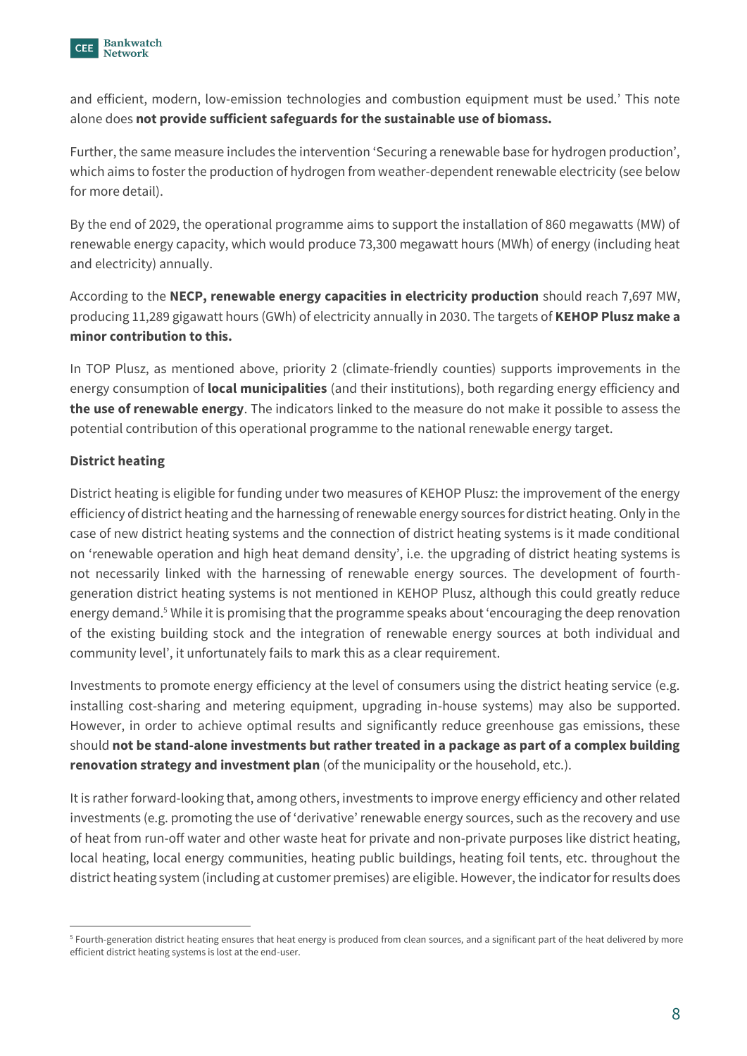and efficient, modern, low-emission technologies and combustion equipment must be used.' This note alone does **not provide sufficient safeguards for the sustainable use of biomass.**

Further, the same measure includes the intervention 'Securing a renewable base for hydrogen production', which aims to foster the production of hydrogen from weather-dependent renewable electricity (see below for more detail).

By the end of 2029, the operational programme aims to support the installation of 860 megawatts (MW) of renewable energy capacity, which would produce 73,300 megawatt hours (MWh) of energy (including heat and electricity) annually.

According to the **NECP, renewable energy capacities in electricity production** should reach 7,697 MW, producing 11,289 gigawatt hours (GWh) of electricity annually in 2030. The targets of **KEHOP Plusz make a minor contribution to this.**

In TOP Plusz, as mentioned above, priority 2 (climate-friendly counties) supports improvements in the energy consumption of **local municipalities** (and their institutions), both regarding energy efficiency and **the use of renewable energy**. The indicators linked to the measure do not make it possible to assess the potential contribution of this operational programme to the national renewable energy target.

**District heating**

District heating is eligible for funding under two measures of KEHOP Plusz: the improvement of the energy efficiency of district heating and the harnessing of renewable energy sources for district heating. Only in the case of new district heating systems and the connection of district heating systems is it made conditional on 'renewable operation and high heat demand density', i.e. the upgrading of district heating systems is not necessarily linked with the harnessing of renewable energy sources. The development of fourth-generation district heating systems is not mentioned in KEHOP Plusz, although this could greatly reduce energy demand.[5] While it is promising that the programme speaks about 'encouraging the deep renovation of the existing building stock and the integration of renewable energy sources at both individual and community level', it unfortunately fails to mark this as a clear requirement.

Investments to promote energy efficiency at the level of consumers using the district heating service (e.g. installing cost-sharing and metering equipment, upgrading in-house systems) may also be supported. However, in order to achieve optimal results and significantly reduce greenhouse gas emissions, these should **not be stand-alone investments but rather treated in a package as part of a complex building renovation strategy and investment plan** (of the municipality or the household, etc.).

It is rather forward-looking that, among others, investments to improve energy efficiency and other related investments (e.g. promoting the use of 'derivative' renewable energy sources, such as the recovery and use of heat from run-off water and other waste heat for private and non-private purposes like district heating, local heating, local energy communities, heating public buildings, heating foil tents, etc. throughout the district heating system (including at customer premises) are eligible. However, the indicator for results does

[5] Fourth-generation district heating ensures that heat energy is produced from clean sources, and a significant part of the heat delivered by more efficient district heating systems is lost at the end-user.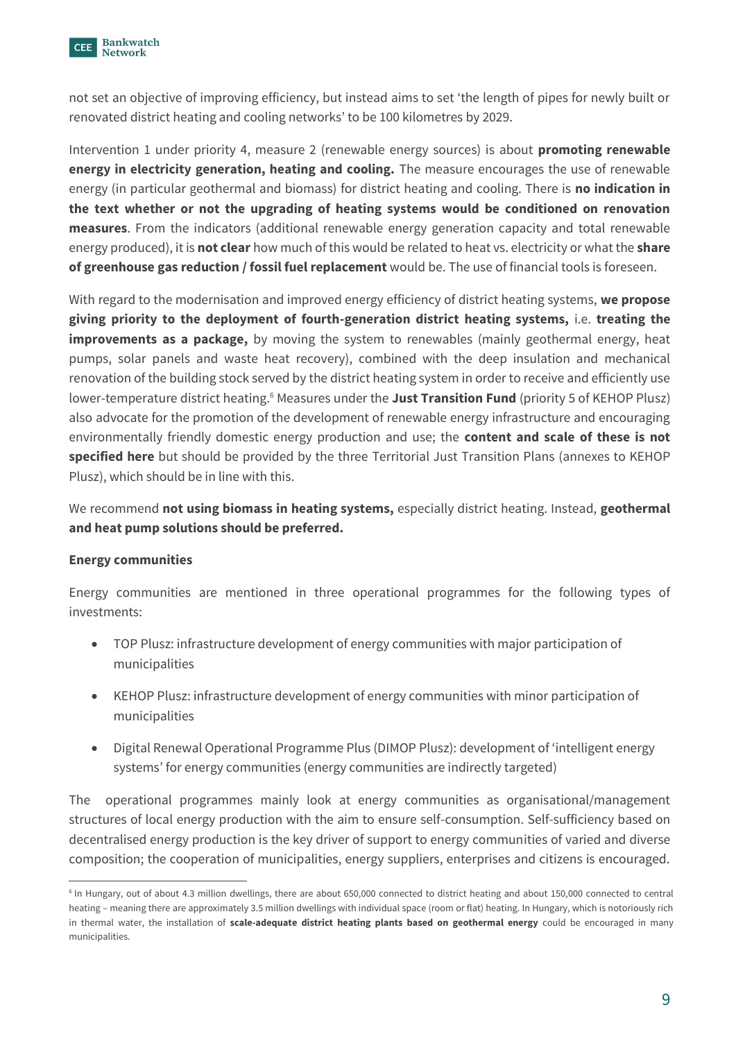not set an objective of improving efficiency, but instead aims to set 'the length of pipes for newly built or renovated district heating and cooling networks' to be 100 kilometres by 2029.

Intervention 1 under priority 4, measure 2 (renewable energy sources) is about **promoting renewable energy in electricity generation, heating and cooling.** The measure encourages the use of renewable energy (in particular geothermal and biomass) for district heating and cooling. There is **no indication in the text whether or not the upgrading of heating systems would be conditioned on renovation measures**. From the indicators (additional renewable energy generation capacity and total renewable energy produced), it is **not clear** how much of this would be related to heat vs. electricity or what the **share of greenhouse gas reduction / fossil fuel replacement** would be. The use of financial tools is foreseen.

With regard to the modernisation and improved energy efficiency of district heating systems, **we propose giving priority to the deployment of fourth-generation district heating systems,** i.e. **treating the improvements as a package,** by moving the system to renewables (mainly geothermal energy, heat pumps, solar panels and waste heat recovery), combined with the deep insulation and mechanical renovation of the building stock served by the district heating system in order to receive and efficiently use lower-temperature district heating.[6] Measures under the **Just Transition Fund** (priority 5 of KEHOP Plusz) also advocate for the promotion of the development of renewable energy infrastructure and encouraging environmentally friendly domestic energy production and use; the **content and scale of these is not specified here** but should be provided by the three Territorial Just Transition Plans (annexes to KEHOP Plusz), which should be in line with this.

We recommend **not using biomass in heating systems,** especially district heating. Instead, **geothermal and heat pump solutions should be preferred.**

**Energy communities**

Energy communities are mentioned in three operational programmes for the following types of investments:

- TOP Plusz: infrastructure development of energy communities with major participation of municipalities
- KEHOP Plusz: infrastructure development of energy communities with minor participation of municipalities
- Digital Renewal Operational Programme Plus (DIMOP Plusz): development of 'intelligent energy systems' for energy communities (energy communities are indirectly targeted)

The operational programmes mainly look at energy communities as organisational/management structures of local energy production with the aim to ensure self-consumption. Self-sufficiency based on decentralised energy production is the key driver of support to energy communities of varied and diverse composition; the cooperation of municipalities, energy suppliers, enterprises and citizens is encouraged.

---

[6] In Hungary, out of about 4.3 million dwellings, there are about 650,000 connected to district heating and about 150,000 connected to central heating – meaning there are approximately 3.5 million dwellings with individual space (room or flat) heating. In Hungary, which is notoriously rich in thermal water, the installation of **scale-adequate district heating plants based on geothermal energy** could be encouraged in many municipalities.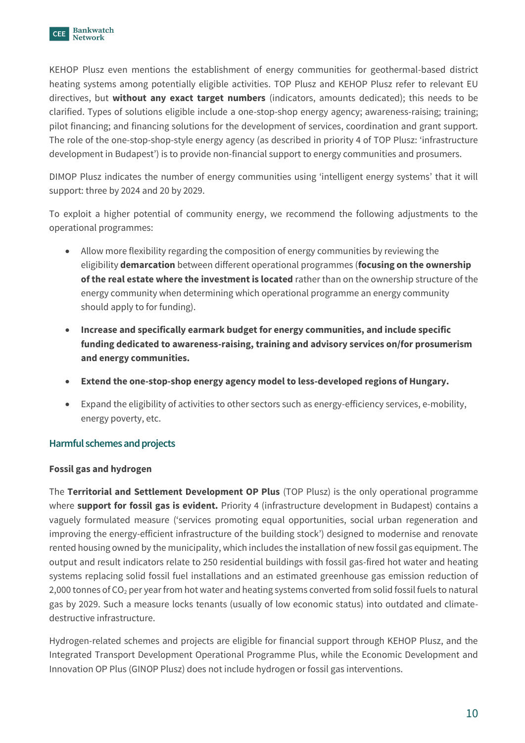KEHOP Plusz even mentions the establishment of energy communities for geothermal-based district heating systems among potentially eligible activities. TOP Plusz and KEHOP Plusz refer to relevant EU directives, but **without any exact target numbers** (indicators, amounts dedicated); this needs to be clarified. Types of solutions eligible include a one-stop-shop energy agency; awareness-raising; training; pilot financing; and financing solutions for the development of services, coordination and grant support. The role of the one-stop-shop-style energy agency (as described in priority 4 of TOP Plusz: 'infrastructure development in Budapest') is to provide non-financial support to energy communities and prosumers.

DIMOP Plusz indicates the number of energy communities using 'intelligent energy systems' that it will support: three by 2024 and 20 by 2029.

To exploit a higher potential of community energy, we recommend the following adjustments to the operational programmes:

- Allow more flexibility regarding the composition of energy communities by reviewing the eligibility **demarcation** between different operational programmes (**focusing on the ownership of the real estate where the investment is located** rather than on the ownership structure of the energy community when determining which operational programme an energy community should apply to for funding).
- **Increase and specifically earmark budget for energy communities, and include specific funding dedicated to awareness-raising, training and advisory services on/for prosumerism and energy communities.**
- **Extend the one-stop-shop energy agency model to less-developed regions of Hungary.**
- Expand the eligibility of activities to other sectors such as energy-efficiency services, e-mobility, energy poverty, etc.

## Harmful schemes and projects

### Fossil gas and hydrogen

The **Territorial and Settlement Development OP Plus** (TOP Plusz) is the only operational programme where **support for fossil gas is evident.** Priority 4 (infrastructure development in Budapest) contains a vaguely formulated measure ('services promoting equal opportunities, social urban regeneration and improving the energy-efficient infrastructure of the building stock') designed to modernise and renovate rented housing owned by the municipality, which includes the installation of new fossil gas equipment. The output and result indicators relate to 250 residential buildings with fossil gas-fired hot water and heating systems replacing solid fossil fuel installations and an estimated greenhouse gas emission reduction of 2,000 tonnes of $CO_2$ per year from hot water and heating systems converted from solid fossil fuels to natural gas by 2029. Such a measure locks tenants (usually of low economic status) into outdated and climate-destructive infrastructure.

Hydrogen-related schemes and projects are eligible for financial support through KEHOP Plusz, and the Integrated Transport Development Operational Programme Plus, while the Economic Development and Innovation OP Plus (GINOP Plusz) does not include hydrogen or fossil gas interventions.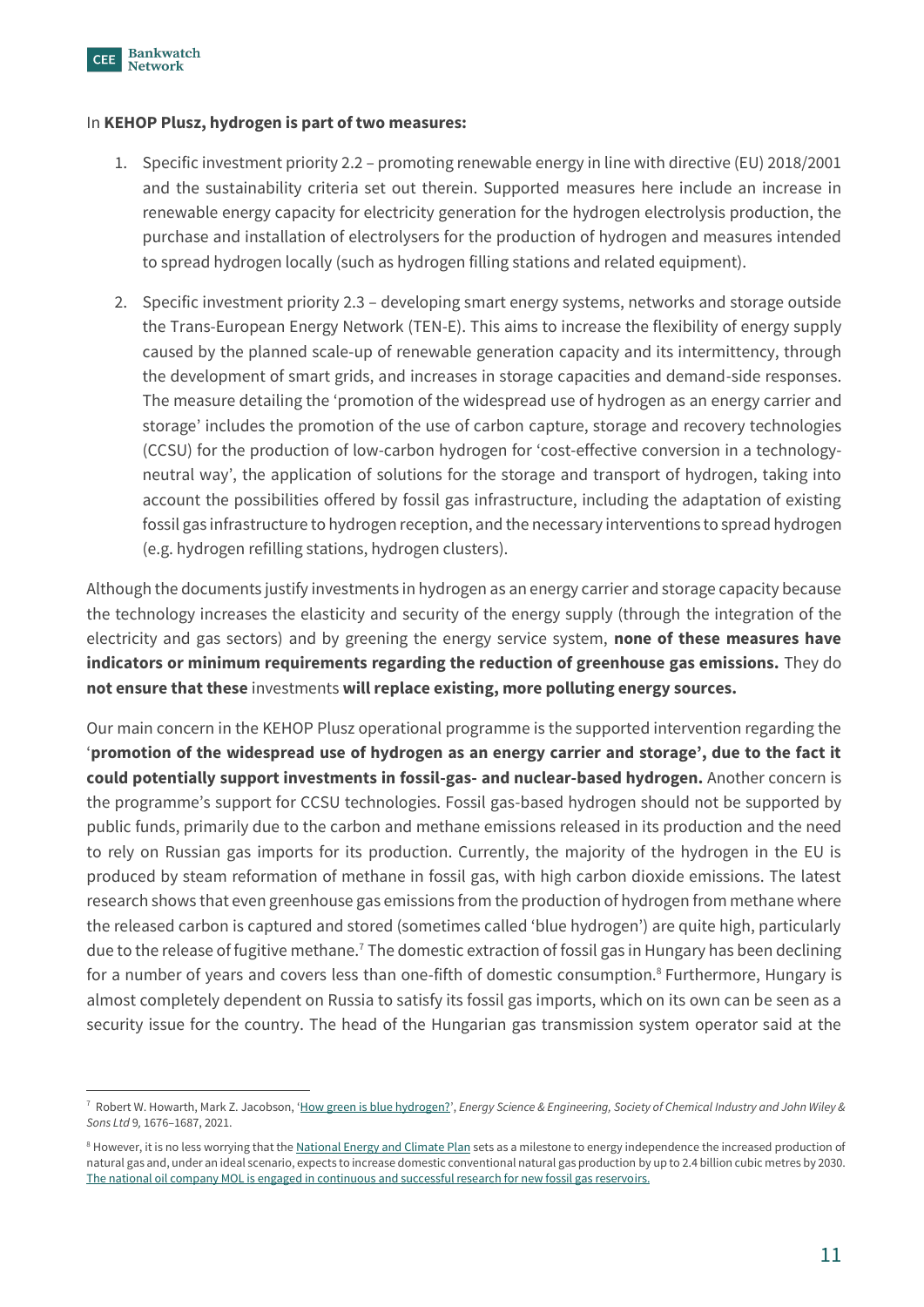In **KEHOP Plusz, hydrogen is part of two measures:**

1. Specific investment priority 2.2 – promoting renewable energy in line with directive (EU) 2018/2001 and the sustainability criteria set out therein. Supported measures here include an increase in renewable energy capacity for electricity generation for the hydrogen electrolysis production, the purchase and installation of electrolysers for the production of hydrogen and measures intended to spread hydrogen locally (such as hydrogen filling stations and related equipment).
2. Specific investment priority 2.3 – developing smart energy systems, networks and storage outside the Trans-European Energy Network (TEN-E). This aims to increase the flexibility of energy supply caused by the planned scale-up of renewable generation capacity and its intermittency, through the development of smart grids, and increases in storage capacities and demand-side responses. The measure detailing the 'promotion of the widespread use of hydrogen as an energy carrier and storage' includes the promotion of the use of carbon capture, storage and recovery technologies (CCSU) for the production of low-carbon hydrogen for 'cost-effective conversion in a technology-neutral way', the application of solutions for the storage and transport of hydrogen, taking into account the possibilities offered by fossil gas infrastructure, including the adaptation of existing fossil gas infrastructure to hydrogen reception, and the necessary interventions to spread hydrogen (e.g. hydrogen refilling stations, hydrogen clusters).

Although the documents justify investments in hydrogen as an energy carrier and storage capacity because the technology increases the elasticity and security of the energy supply (through the integration of the electricity and gas sectors) and by greening the energy service system, **none of these measures have indicators or minimum requirements regarding the reduction of greenhouse gas emissions.** They do **not ensure that these** investments **will replace existing, more polluting energy sources.**

Our main concern in the KEHOP Plusz operational programme is the supported intervention regarding the '**promotion of the widespread use of hydrogen as an energy carrier and storage', due to the fact it could potentially support investments in fossil-gas- and nuclear-based hydrogen.** Another concern is the programme's support for CCSU technologies. Fossil gas-based hydrogen should not be supported by public funds, primarily due to the carbon and methane emissions released in its production and the need to rely on Russian gas imports for its production. Currently, the majority of the hydrogen in the EU is produced by steam reformation of methane in fossil gas, with high carbon dioxide emissions. The latest research shows that even greenhouse gas emissions from the production of hydrogen from methane where the released carbon is captured and stored (sometimes called 'blue hydrogen') are quite high, particularly due to the release of fugitive methane.[7] The domestic extraction of fossil gas in Hungary has been declining for a number of years and covers less than one-fifth of domestic consumption.[8] Furthermore, Hungary is almost completely dependent on Russia to satisfy its fossil gas imports, which on its own can be seen as a security issue for the country. The head of the Hungarian gas transmission system operator said at the

[7] Robert W. Howarth, Mark Z. Jacobson, 'How green is blue hydrogen?', *Energy Science & Engineering, Society of Chemical Industry and John Wiley & Sons Ltd* 9, 1676–1687, 2021.

[8] However, it is no less worrying that the National Energy and Climate Plan sets as a milestone to energy independence the increased production of natural gas and, under an ideal scenario, expects to increase domestic conventional natural gas production by up to 2.4 billion cubic metres by 2030. The national oil company MOL is engaged in continuous and successful research for new fossil gas reservoirs.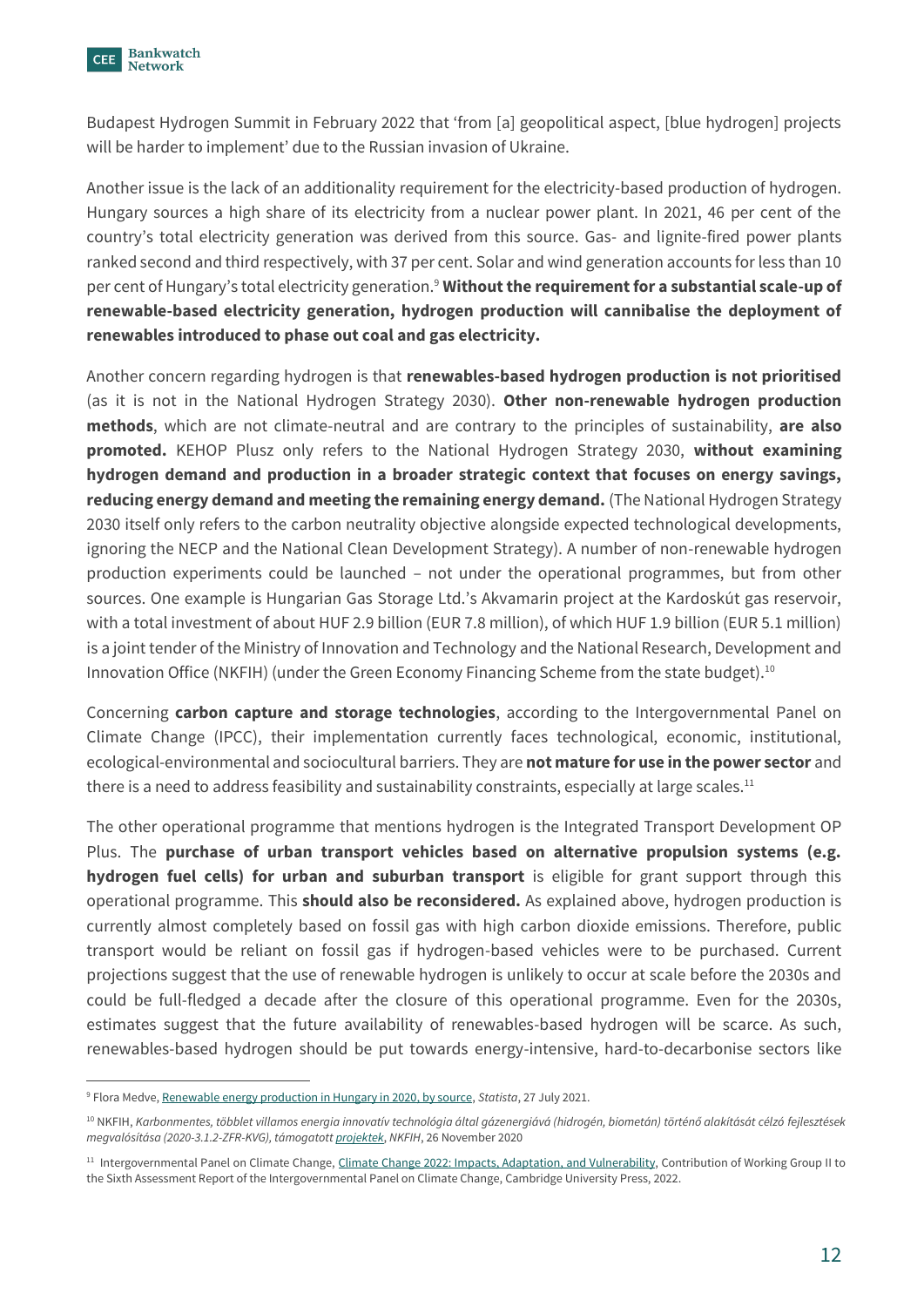Budapest Hydrogen Summit in February 2022 that 'from [a] geopolitical aspect, [blue hydrogen] projects will be harder to implement' due to the Russian invasion of Ukraine.

Another issue is the lack of an additionality requirement for the electricity-based production of hydrogen. Hungary sources a high share of its electricity from a nuclear power plant. In 2021, 46 per cent of the country's total electricity generation was derived from this source. Gas- and lignite-fired power plants ranked second and third respectively, with 37 per cent. Solar and wind generation accounts for less than 10 per cent of Hungary's total electricity generation.[9] **Without the requirement for a substantial scale-up of renewable-based electricity generation, hydrogen production will cannibalise the deployment of renewables introduced to phase out coal and gas electricity.**

Another concern regarding hydrogen is that **renewables-based hydrogen production is not prioritised** (as it is not in the National Hydrogen Strategy 2030). **Other non-renewable hydrogen production methods**, which are not climate-neutral and are contrary to the principles of sustainability, **are also promoted.** KEHOP Plusz only refers to the National Hydrogen Strategy 2030, **without examining hydrogen demand and production in a broader strategic context that focuses on energy savings, reducing energy demand and meeting the remaining energy demand.** (The National Hydrogen Strategy 2030 itself only refers to the carbon neutrality objective alongside expected technological developments, ignoring the NECP and the National Clean Development Strategy). A number of non-renewable hydrogen production experiments could be launched – not under the operational programmes, but from other sources. One example is Hungarian Gas Storage Ltd.'s Akvamarin project at the Kardoskút gas reservoir, with a total investment of about HUF 2.9 billion (EUR 7.8 million), of which HUF 1.9 billion (EUR 5.1 million) is a joint tender of the Ministry of Innovation and Technology and the National Research, Development and Innovation Office (NKFIH) (under the Green Economy Financing Scheme from the state budget).[10]

Concerning **carbon capture and storage technologies**, according to the Intergovernmental Panel on Climate Change (IPCC), their implementation currently faces technological, economic, institutional, ecological-environmental and sociocultural barriers. They are **not mature for use in the power sector** and there is a need to address feasibility and sustainability constraints, especially at large scales.[11]

The other operational programme that mentions hydrogen is the Integrated Transport Development OP Plus. The **purchase of urban transport vehicles based on alternative propulsion systems (e.g. hydrogen fuel cells) for urban and suburban transport** is eligible for grant support through this operational programme. This **should also be reconsidered.** As explained above, hydrogen production is currently almost completely based on fossil gas with high carbon dioxide emissions. Therefore, public transport would be reliant on fossil gas if hydrogen-based vehicles were to be purchased. Current projections suggest that the use of renewable hydrogen is unlikely to occur at scale before the 2030s and could be full-fledged a decade after the closure of this operational programme. Even for the 2030s, estimates suggest that the future availability of renewables-based hydrogen will be scarce. As such, renewables-based hydrogen should be put towards energy-intensive, hard-to-decarbonise sectors like

---

[9] Flora Medve, Renewable energy production in Hungary in 2020, by source, *Statista*, 27 July 2021.

[10] NKFIH, *Karbonmentes, többlet villamos energia innovatív technológia által gázenergiává (hidrogén, biometán) történő alakítását célzó fejlesztések megvalósítása (2020-3.1.2-ZFR-KVG), támogatott projektek*, NKFIH, 26 November 2020

[11] Intergovernmental Panel on Climate Change, Climate Change 2022: Impacts, Adaptation, and Vulnerability, Contribution of Working Group II to the Sixth Assessment Report of the Intergovernmental Panel on Climate Change, Cambridge University Press, 2022.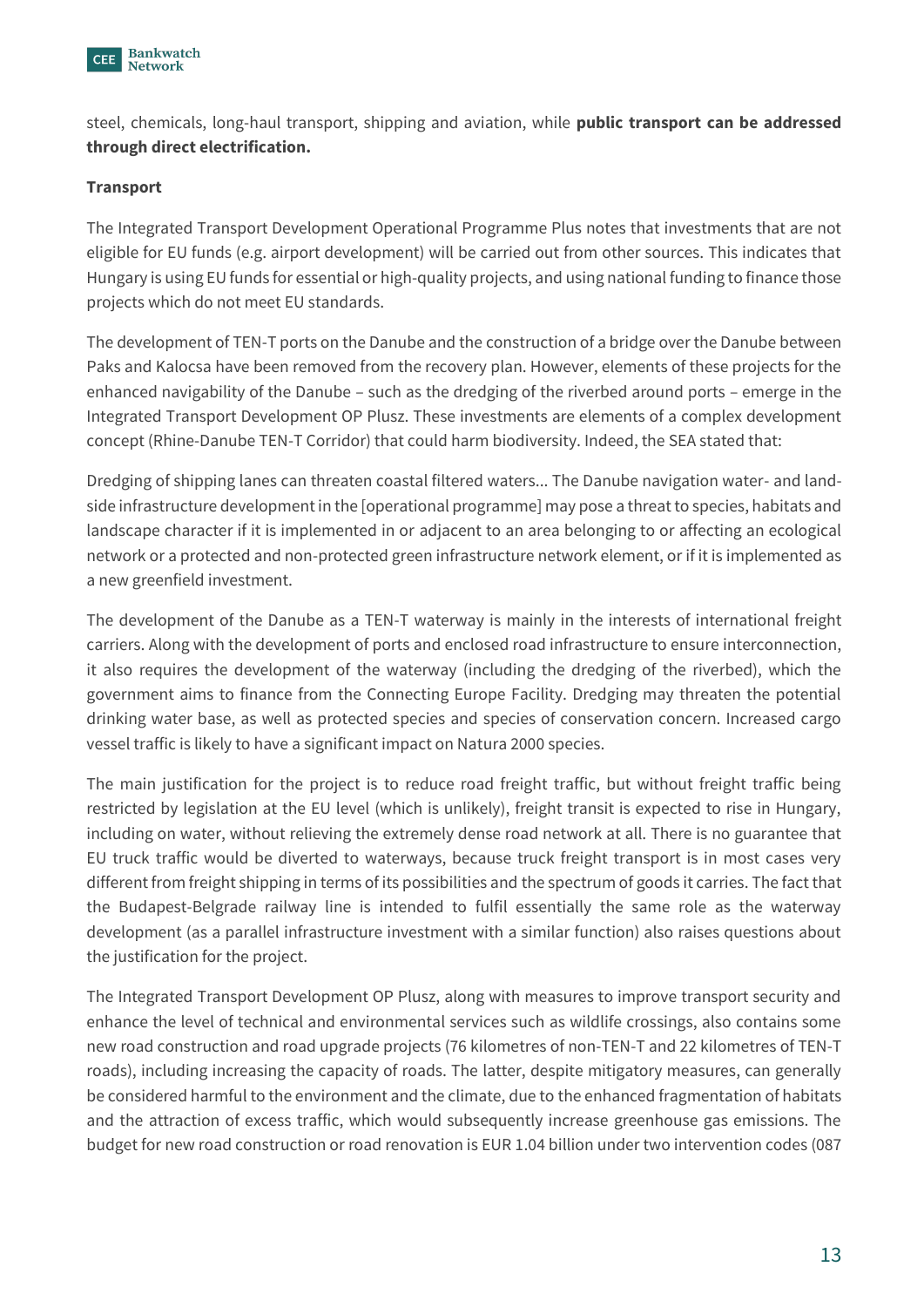steel, chemicals, long-haul transport, shipping and aviation, while **public transport can be addressed through direct electrification.**

**Transport**

The Integrated Transport Development Operational Programme Plus notes that investments that are not eligible for EU funds (e.g. airport development) will be carried out from other sources. This indicates that Hungary is using EU funds for essential or high-quality projects, and using national funding to finance those projects which do not meet EU standards.

The development of TEN-T ports on the Danube and the construction of a bridge over the Danube between Paks and Kalocsa have been removed from the recovery plan. However, elements of these projects for the enhanced navigability of the Danube – such as the dredging of the riverbed around ports – emerge in the Integrated Transport Development OP Plusz. These investments are elements of a complex development concept (Rhine-Danube TEN-T Corridor) that could harm biodiversity. Indeed, the SEA stated that:

Dredging of shipping lanes can threaten coastal filtered waters... The Danube navigation water- and land-side infrastructure development in the [operational programme] may pose a threat to species, habitats and landscape character if it is implemented in or adjacent to an area belonging to or affecting an ecological network or a protected and non-protected green infrastructure network element, or if it is implemented as a new greenfield investment.

The development of the Danube as a TEN-T waterway is mainly in the interests of international freight carriers. Along with the development of ports and enclosed road infrastructure to ensure interconnection, it also requires the development of the waterway (including the dredging of the riverbed), which the government aims to finance from the Connecting Europe Facility. Dredging may threaten the potential drinking water base, as well as protected species and species of conservation concern. Increased cargo vessel traffic is likely to have a significant impact on Natura 2000 species.

The main justification for the project is to reduce road freight traffic, but without freight traffic being restricted by legislation at the EU level (which is unlikely), freight transit is expected to rise in Hungary, including on water, without relieving the extremely dense road network at all. There is no guarantee that EU truck traffic would be diverted to waterways, because truck freight transport is in most cases very different from freight shipping in terms of its possibilities and the spectrum of goods it carries. The fact that the Budapest-Belgrade railway line is intended to fulfil essentially the same role as the waterway development (as a parallel infrastructure investment with a similar function) also raises questions about the justification for the project.

The Integrated Transport Development OP Plusz, along with measures to improve transport security and enhance the level of technical and environmental services such as wildlife crossings, also contains some new road construction and road upgrade projects (76 kilometres of non-TEN-T and 22 kilometres of TEN-T roads), including increasing the capacity of roads. The latter, despite mitigatory measures, can generally be considered harmful to the environment and the climate, due to the enhanced fragmentation of habitats and the attraction of excess traffic, which would subsequently increase greenhouse gas emissions. The budget for new road construction or road renovation is EUR 1.04 billion under two intervention codes (087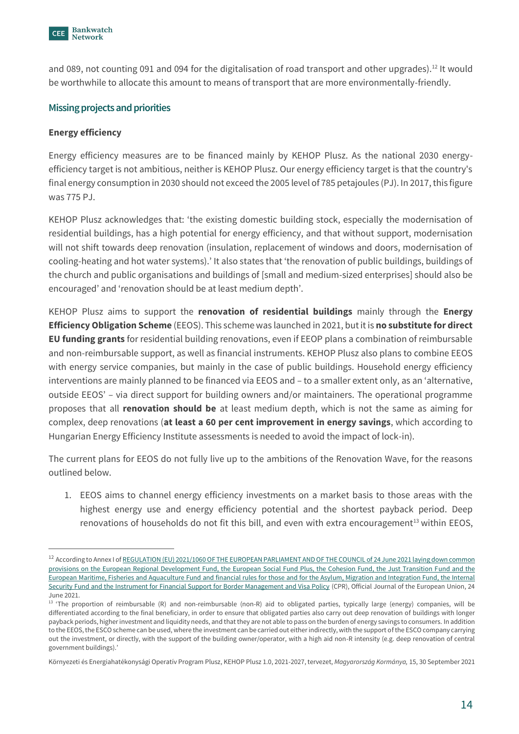and 089, not counting 091 and 094 for the digitalisation of road transport and other upgrades).[12] It would be worthwhile to allocate this amount to means of transport that are more environmentally-friendly.

## Missing projects and priorities

### Energy efficiency

Energy efficiency measures are to be financed mainly by KEHOP Plusz. As the national 2030 energy-efficiency target is not ambitious, neither is KEHOP Plusz. Our energy efficiency target is that the country's final energy consumption in 2030 should not exceed the 2005 level of 785 petajoules (PJ). In 2017, this figure was 775 PJ.

KEHOP Plusz acknowledges that: 'the existing domestic building stock, especially the modernisation of residential buildings, has a high potential for energy efficiency, and that without support, modernisation will not shift towards deep renovation (insulation, replacement of windows and doors, modernisation of cooling-heating and hot water systems).' It also states that 'the renovation of public buildings, buildings of the church and public organisations and buildings of [small and medium-sized enterprises] should also be encouraged' and 'renovation should be at least medium depth'.

KEHOP Plusz aims to support the **renovation of residential buildings** mainly through the **Energy Efficiency Obligation Scheme** (EEOS). This scheme was launched in 2021, but it is **no substitute for direct EU funding grants** for residential building renovations, even if EEOP plans a combination of reimbursable and non-reimbursable support, as well as financial instruments. KEHOP Plusz also plans to combine EEOS with energy service companies, but mainly in the case of public buildings. Household energy efficiency interventions are mainly planned to be financed via EEOS and – to a smaller extent only, as an 'alternative, outside EEOS' – via direct support for building owners and/or maintainers. The operational programme proposes that all **renovation should be** at least medium depth, which is not the same as aiming for complex, deep renovations (**at least a 60 per cent improvement in energy savings**, which according to Hungarian Energy Efficiency Institute assessments is needed to avoid the impact of lock-in).

The current plans for EEOS do not fully live up to the ambitions of the Renovation Wave, for the reasons outlined below.

1. EEOS aims to channel energy efficiency investments on a market basis to those areas with the highest energy use and energy efficiency potential and the shortest payback period. Deep renovations of households do not fit this bill, and even with extra encouragement[13] within EEOS,

---

[12] According to Annex I of REGULATION (EU) 2021/1060 OF THE EUROPEAN PARLIAMENT AND OF THE COUNCIL of 24 June 2021 laying down common provisions on the European Regional Development Fund, the European Social Fund Plus, the Cohesion Fund, the Just Transition Fund and the European Maritime, Fisheries and Aquaculture Fund and financial rules for those and for the Asylum, Migration and Integration Fund, the Internal Security Fund and the Instrument for Financial Support for Border Management and Visa Policy (CPR), Official Journal of the European Union, 24 June 2021.

[13] 'The proportion of reimbursable (R) and non-reimbursable (non-R) aid to obligated parties, typically large (energy) companies, will be differentiated according to the final beneficiary, in order to ensure that obligated parties also carry out deep renovation of buildings with longer payback periods, higher investment and liquidity needs, and that they are not able to pass on the burden of energy savings to consumers. In addition to the EEOS, the ESCO scheme can be used, where the investment can be carried out either indirectly, with the support of the ESCO company carrying out the investment, or directly, with the support of the building owner/operator, with a high aid non-R intensity (e.g. deep renovation of central government buildings).'

Környezeti és Energiahatékonysági Operatív Program Plusz, KEHOP Plusz 1.0, 2021-2027, tervezet, *Magyarország Kormánya,* 15, 30 September 2021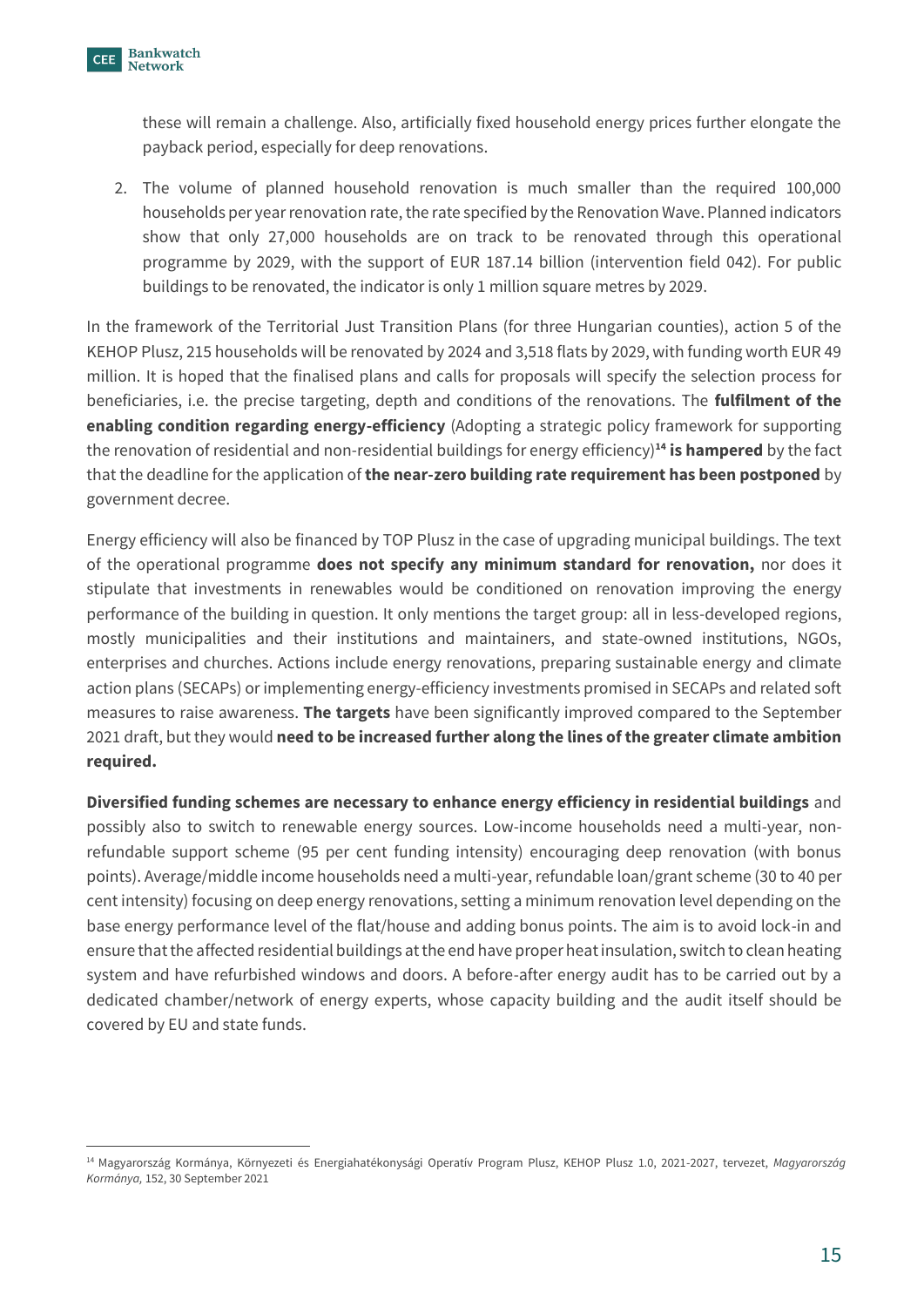these will remain a challenge. Also, artificially fixed household energy prices further elongate the payback period, especially for deep renovations.

2. The volume of planned household renovation is much smaller than the required 100,000 households per year renovation rate, the rate specified by the Renovation Wave. Planned indicators show that only 27,000 households are on track to be renovated through this operational programme by 2029, with the support of EUR 187.14 billion (intervention field 042). For public buildings to be renovated, the indicator is only 1 million square metres by 2029.

In the framework of the Territorial Just Transition Plans (for three Hungarian counties), action 5 of the KEHOP Plusz, 215 households will be renovated by 2024 and 3,518 flats by 2029, with funding worth EUR 49 million. It is hoped that the finalised plans and calls for proposals will specify the selection process for beneficiaries, i.e. the precise targeting, depth and conditions of the renovations. The **fulfilment of the enabling condition regarding energy-efficiency** (Adopting a strategic policy framework for supporting the renovation of residential and non-residential buildings for energy efficiency)[14] **is hampered** by the fact that the deadline for the application of **the near-zero building rate requirement has been postponed** by government decree.

Energy efficiency will also be financed by TOP Plusz in the case of upgrading municipal buildings. The text of the operational programme **does not specify any minimum standard for renovation,** nor does it stipulate that investments in renewables would be conditioned on renovation improving the energy performance of the building in question. It only mentions the target group: all in less-developed regions, mostly municipalities and their institutions and maintainers, and state-owned institutions, NGOs, enterprises and churches. Actions include energy renovations, preparing sustainable energy and climate action plans (SECAPs) or implementing energy-efficiency investments promised in SECAPs and related soft measures to raise awareness. **The targets** have been significantly improved compared to the September 2021 draft, but they would **need to be increased further along the lines of the greater climate ambition required.**

**Diversified funding schemes are necessary to enhance energy efficiency in residential buildings** and possibly also to switch to renewable energy sources. Low-income households need a multi-year, non-refundable support scheme (95 per cent funding intensity) encouraging deep renovation (with bonus points). Average/middle income households need a multi-year, refundable loan/grant scheme (30 to 40 per cent intensity) focusing on deep energy renovations, setting a minimum renovation level depending on the base energy performance level of the flat/house and adding bonus points. The aim is to avoid lock-in and ensure that the affected residential buildings at the end have proper heat insulation, switch to clean heating system and have refurbished windows and doors. A before-after energy audit has to be carried out by a dedicated chamber/network of energy experts, whose capacity building and the audit itself should be covered by EU and state funds.

[14] Magyarország Kormánya, Környezeti és Energiahatékonysági Operatív Program Plusz, KEHOP Plusz 1.0, 2021-2027, tervezet, *Magyarország Kormánya*, 152, 30 September 2021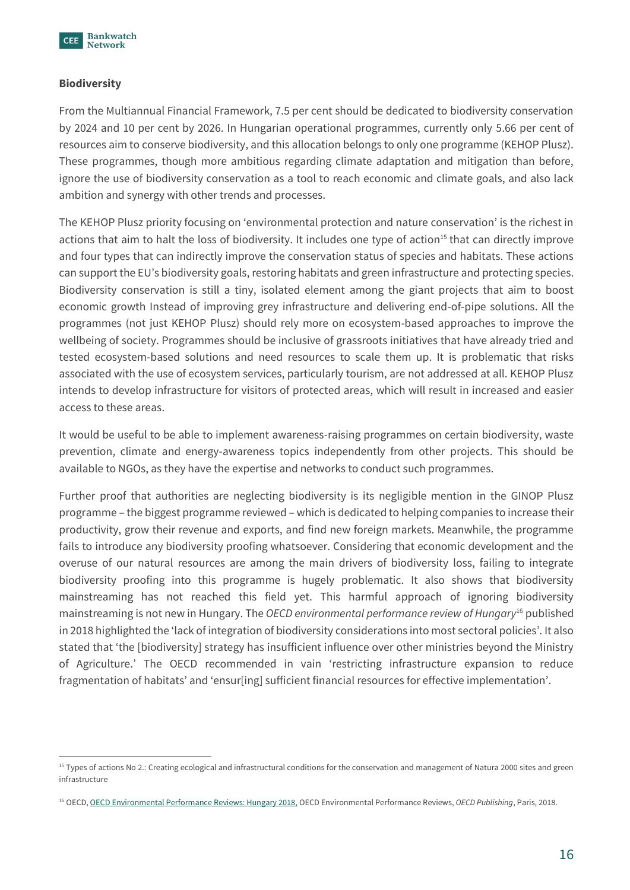**Biodiversity**

From the Multiannual Financial Framework, 7.5 per cent should be dedicated to biodiversity conservation by 2024 and 10 per cent by 2026. In Hungarian operational programmes, currently only 5.66 per cent of resources aim to conserve biodiversity, and this allocation belongs to only one programme (KEHOP Plusz). These programmes, though more ambitious regarding climate adaptation and mitigation than before, ignore the use of biodiversity conservation as a tool to reach economic and climate goals, and also lack ambition and synergy with other trends and processes.

The KEHOP Plusz priority focusing on 'environmental protection and nature conservation' is the richest in actions that aim to halt the loss of biodiversity. It includes one type of action[15] that can directly improve and four types that can indirectly improve the conservation status of species and habitats. These actions can support the EU's biodiversity goals, restoring habitats and green infrastructure and protecting species. Biodiversity conservation is still a tiny, isolated element among the giant projects that aim to boost economic growth Instead of improving grey infrastructure and delivering end-of-pipe solutions. All the programmes (not just KEHOP Plusz) should rely more on ecosystem-based approaches to improve the wellbeing of society. Programmes should be inclusive of grassroots initiatives that have already tried and tested ecosystem-based solutions and need resources to scale them up. It is problematic that risks associated with the use of ecosystem services, particularly tourism, are not addressed at all. KEHOP Plusz intends to develop infrastructure for visitors of protected areas, which will result in increased and easier access to these areas.

It would be useful to be able to implement awareness-raising programmes on certain biodiversity, waste prevention, climate and energy-awareness topics independently from other projects. This should be available to NGOs, as they have the expertise and networks to conduct such programmes.

Further proof that authorities are neglecting biodiversity is its negligible mention in the GINOP Plusz programme – the biggest programme reviewed – which is dedicated to helping companies to increase their productivity, grow their revenue and exports, and find new foreign markets. Meanwhile, the programme fails to introduce any biodiversity proofing whatsoever. Considering that economic development and the overuse of our natural resources are among the main drivers of biodiversity loss, failing to integrate biodiversity proofing into this programme is hugely problematic. It also shows that biodiversity mainstreaming has not reached this field yet. This harmful approach of ignoring biodiversity mainstreaming is not new in Hungary. The *OECD environmental performance review of Hungary*[16] published in 2018 highlighted the 'lack of integration of biodiversity considerations into most sectoral policies'. It also stated that 'the [biodiversity] strategy has insufficient influence over other ministries beyond the Ministry of Agriculture.' The OECD recommended in vain 'restricting infrastructure expansion to reduce fragmentation of habitats' and 'ensur[ing] sufficient financial resources for effective implementation'.

---

[15] Types of actions No 2.: Creating ecological and infrastructural conditions for the conservation and management of Natura 2000 sites and green infrastructure

[16] OECD, OECD Environmental Performance Reviews: Hungary 2018, OECD Environmental Performance Reviews, *OECD Publishing*, Paris, 2018.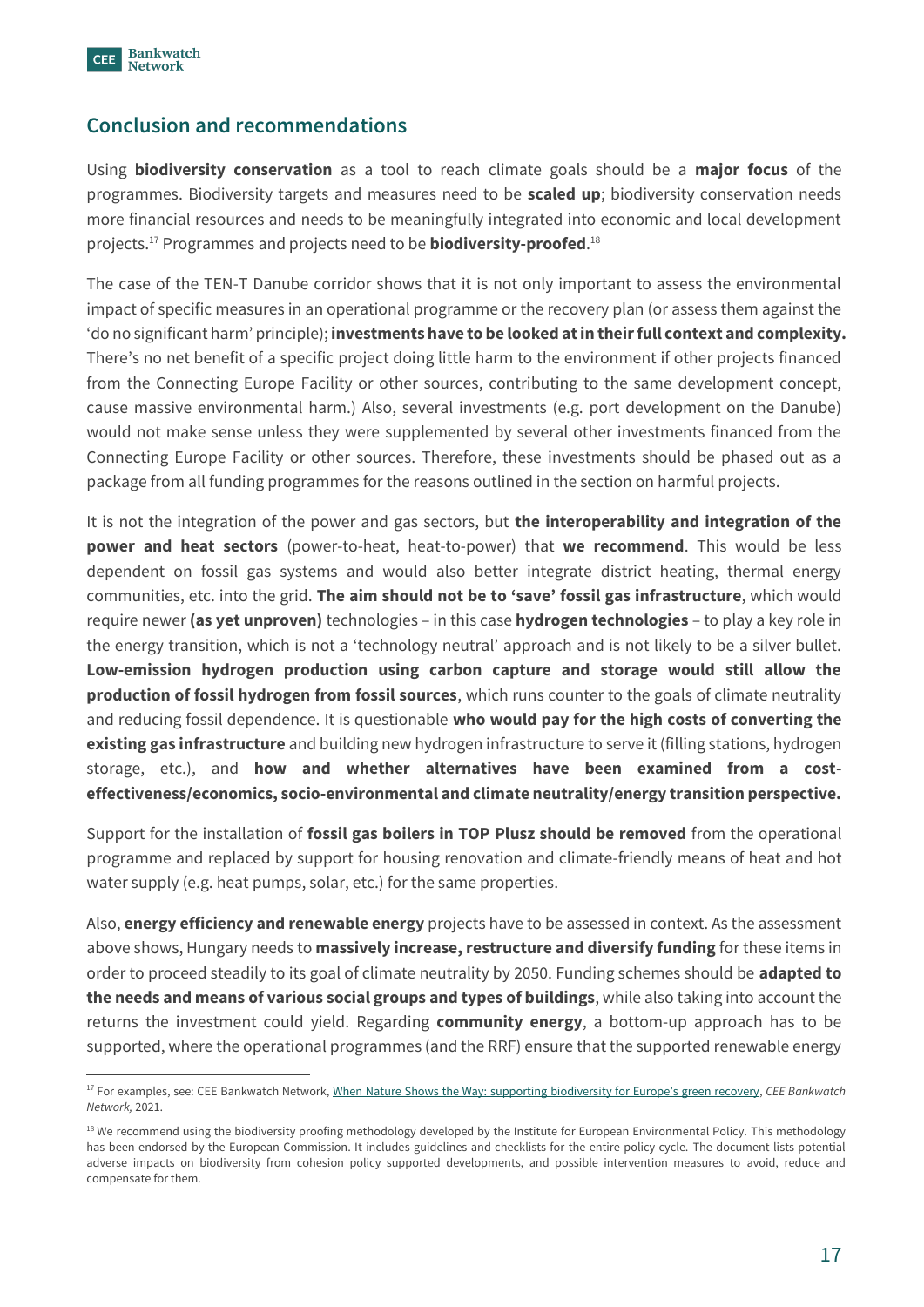## Conclusion and recommendations

Using **biodiversity conservation** as a tool to reach climate goals should be a **major focus** of the programmes. Biodiversity targets and measures need to be **scaled up**; biodiversity conservation needs more financial resources and needs to be meaningfully integrated into economic and local development projects.[17] Programmes and projects need to be **biodiversity-proofed**.[18]

The case of the TEN-T Danube corridor shows that it is not only important to assess the environmental impact of specific measures in an operational programme or the recovery plan (or assess them against the 'do no significant harm' principle); **investments have to be looked at in their full context and complexity.** There's no net benefit of a specific project doing little harm to the environment if other projects financed from the Connecting Europe Facility or other sources, contributing to the same development concept, cause massive environmental harm.) Also, several investments (e.g. port development on the Danube) would not make sense unless they were supplemented by several other investments financed from the Connecting Europe Facility or other sources. Therefore, these investments should be phased out as a package from all funding programmes for the reasons outlined in the section on harmful projects.

It is not the integration of the power and gas sectors, but **the interoperability and integration of the power and heat sectors** (power-to-heat, heat-to-power) that **we recommend**. This would be less dependent on fossil gas systems and would also better integrate district heating, thermal energy communities, etc. into the grid. **The aim should not be to 'save' fossil gas infrastructure**, which would require newer **(as yet unproven)** technologies – in this case **hydrogen technologies** – to play a key role in the energy transition, which is not a 'technology neutral' approach and is not likely to be a silver bullet. **Low-emission hydrogen production using carbon capture and storage would still allow the production of fossil hydrogen from fossil sources**, which runs counter to the goals of climate neutrality and reducing fossil dependence. It is questionable **who would pay for the high costs of converting the existing gas infrastructure** and building new hydrogen infrastructure to serve it (filling stations, hydrogen storage, etc.), and **how and whether alternatives have been examined from a cost-effectiveness/economics, socio-environmental and climate neutrality/energy transition perspective.**

Support for the installation of **fossil gas boilers in TOP Plusz should be removed** from the operational programme and replaced by support for housing renovation and climate-friendly means of heat and hot water supply (e.g. heat pumps, solar, etc.) for the same properties.

Also, **energy efficiency and renewable energy** projects have to be assessed in context. As the assessment above shows, Hungary needs to **massively increase, restructure and diversify funding** for these items in order to proceed steadily to its goal of climate neutrality by 2050. Funding schemes should be **adapted to the needs and means of various social groups and types of buildings**, while also taking into account the returns the investment could yield. Regarding **community energy**, a bottom-up approach has to be supported, where the operational programmes (and the RRF) ensure that the supported renewable energy

---

[17] For examples, see: CEE Bankwatch Network, When Nature Shows the Way: supporting biodiversity for Europe's green recovery, *CEE Bankwatch Network,* 2021.

[18] We recommend using the biodiversity proofing methodology developed by the Institute for European Environmental Policy. This methodology has been endorsed by the European Commission. It includes guidelines and checklists for the entire policy cycle. The document lists potential adverse impacts on biodiversity from cohesion policy supported developments, and possible intervention measures to avoid, reduce and compensate for them.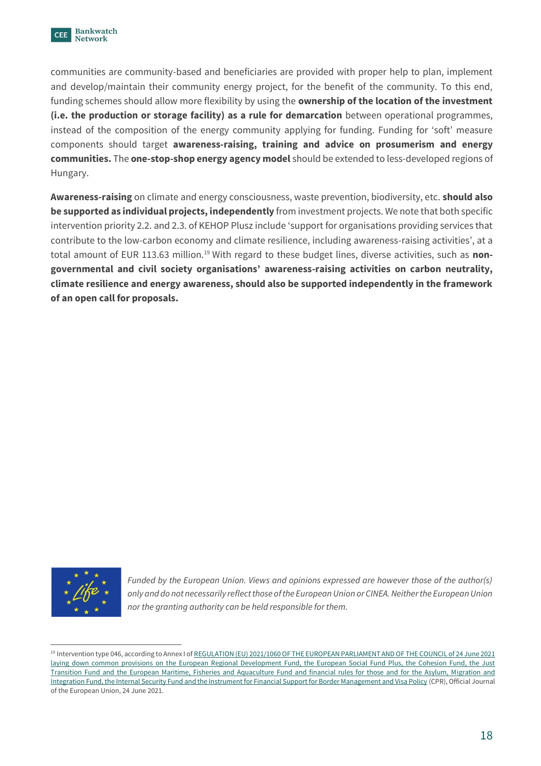communities are community-based and beneficiaries are provided with proper help to plan, implement and develop/maintain their community energy project, for the benefit of the community. To this end, funding schemes should allow more flexibility by using the **ownership of the location of the investment (i.e. the production or storage facility) as a rule for demarcation** between operational programmes, instead of the composition of the energy community applying for funding. Funding for 'soft' measure components should target **awareness-raising, training and advice on prosumerism and energy communities.** The **one-stop-shop energy agency model** should be extended to less-developed regions of Hungary.

**Awareness-raising** on climate and energy consciousness, waste prevention, biodiversity, etc. **should also be supported as individual projects, independently** from investment projects. We note that both specific intervention priority 2.2. and 2.3. of KEHOP Plusz include 'support for organisations providing services that contribute to the low-carbon economy and climate resilience, including awareness-raising activities', at a total amount of EUR 113.63 million.[19] With regard to these budget lines, diverse activities, such as **non-governmental and civil society organisations' awareness-raising activities on carbon neutrality, climate resilience and energy awareness, should also be supported independently in the framework of an open call for proposals.**

*Funded by the European Union. Views and opinions expressed are however those of the author(s) only and do not necessarily reflect those of the European Union or CINEA. Neither the European Union nor the granting authority can be held responsible for them.*

---

[19] Intervention type 046, according to Annex I of REGULATION (EU) 2021/1060 OF THE EUROPEAN PARLIAMENT AND OF THE COUNCIL of 24 June 2021 laying down common provisions on the European Regional Development Fund, the European Social Fund Plus, the Cohesion Fund, the Just Transition Fund and the European Maritime, Fisheries and Aquaculture Fund and financial rules for those and for the Asylum, Migration and Integration Fund, the Internal Security Fund and the Instrument for Financial Support for Border Management and Visa Policy (CPR), Official Journal of the European Union, 24 June 2021.